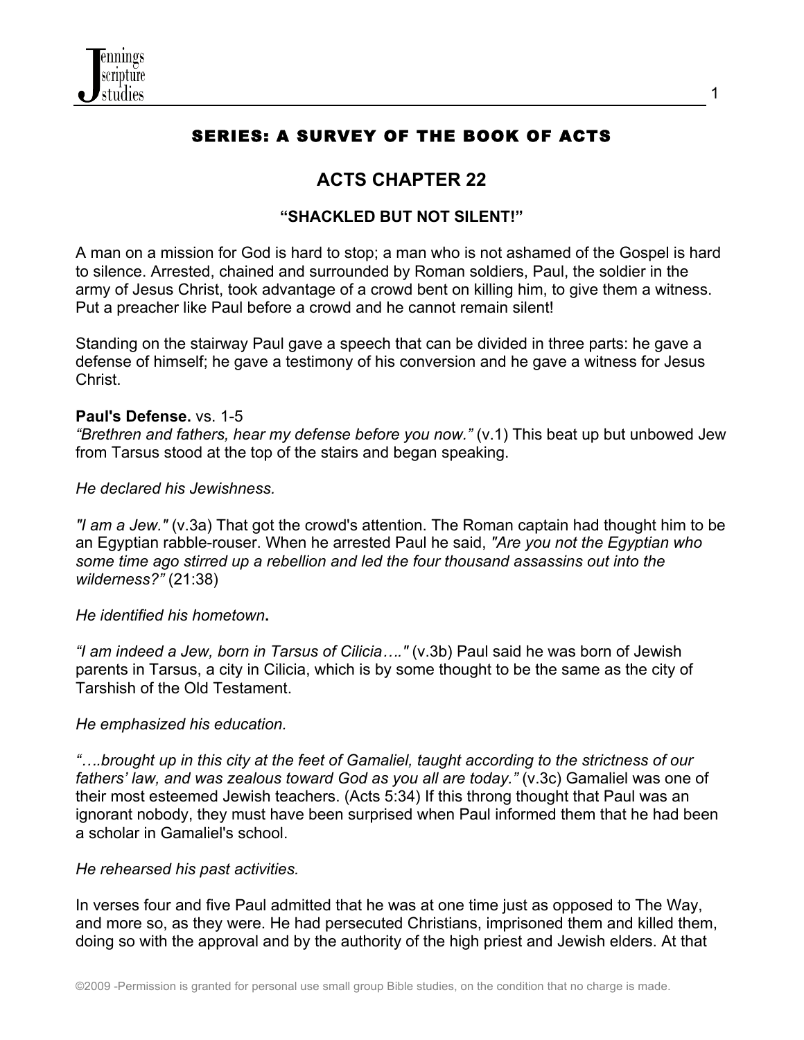## SERIES: A SURVEY OF THE BOOK OF ACTS

# ACTS CHAPTER 22

### "SHACKLED BUT NOT SILENT!"

A man on a mission for God is hard to stop; a man who is not ashamed of the Gospel is hard to silence. Arrested, chained and surrounded by Roman soldiers, Paul, the soldier in the army of Jesus Christ, took advantage of a crowd bent on killing him, to give them a witness. Put a preacher like Paul before a crowd and he cannot remain silent!

Standing on the stairway Paul gave a speech that can be divided in three parts: he gave a defense of himself; he gave a testimony of his conversion and he gave a witness for Jesus Christ.

**Paul's Defense.** vs. 1-5

*"Brethren and fathers, hear my defense before you now."* (v.1) This beat up but unbowed Jew from Tarsus stood at the top of the stairs and began speaking.

*He declared his Jewishness.*

*"I am a Jew."* (v.3a) That got the crowd's attention. The Roman captain had thought him to be an Egyptian rabble-rouser. When he arrested Paul he said, *"Are you not the Egyptian who some time ago stirred up a rebellion and led the four thousand assassins out into the wilderness?"* (21:38)

*He identified his hometown*.

*"I am indeed a Jew, born in Tarsus of Cilicia…."* (v.3b) Paul said he was born of Jewish parents in Tarsus, a city in Cilicia, which is by some thought to be the same as the city of Tarshish of the Old Testament.

*He emphasized his education.*

*"….brought up in this city at the feet of Gamaliel, taught according to the strictness of our fathers' law, and was zealous toward God as you all are today."* (v.3c) Gamaliel was one of their most esteemed Jewish teachers. (Acts 5:34) If this throng thought that Paul was an ignorant nobody, they must have been surprised when Paul informed them that he had been a scholar in Gamaliel's school.

*He rehearsed his past activities.*

In verses four and five Paul admitted that he was at one time just as opposed to The Way, and more so, as they were. He had persecuted Christians, imprisoned them and killed them, doing so with the approval and by the authority of the high priest and Jewish elders. At that

©2009 -Permission is granted for personal use small group Bible studies, on the condition that no charge is made.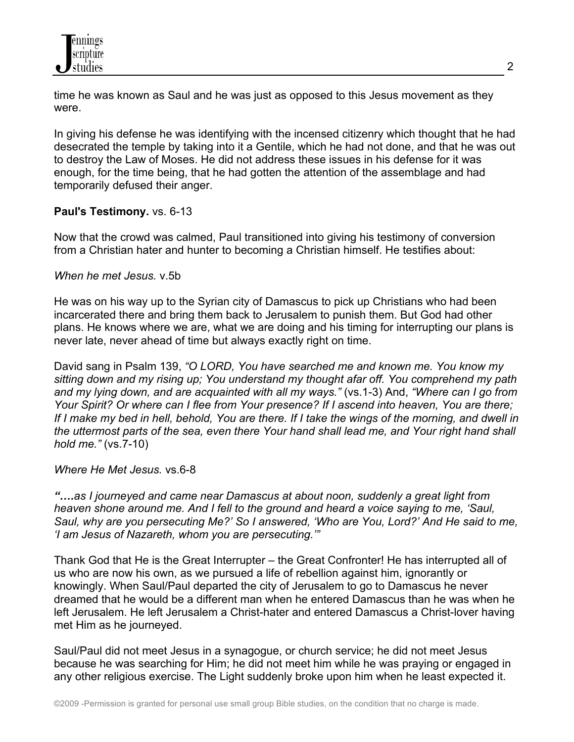time he was known as Saul and he was just as opposed to this Jesus movement as they were.

In giving his defense he was identifying with the incensed citizenry which thought that he had desecrated the temple by taking into it a Gentile, which he had not done, and that he was out to destroy the Law of Moses. He did not address these issues in his defense for it was enough, for the time being, that he had gotten the attention of the assemblage and had temporarily defused their anger.

**Paul's Testimony.** vs. 6-13

Now that the crowd was calmed, Paul transitioned into giving his testimony of conversion from a Christian hater and hunter to becoming a Christian himself. He testifies about:

*When he met Jesus.* v.5b

He was on his way up to the Syrian city of Damascus to pick up Christians who had been incarcerated there and bring them back to Jerusalem to punish them. But God had other plans. He knows where we are, what we are doing and his timing for interrupting our plans is never late, never ahead of time but always exactly right on time.

David sang in Psalm 139, *"O LORD, You have searched me and known me. You know my sitting down and my rising up; You understand my thought afar off. You comprehend my path and my lying down, and are acquainted with all my ways."* (vs.1-3) And, *"Where can I go from Your Spirit? Or where can I flee from Your presence? If I ascend into heaven, You are there; If I make my bed in hell, behold, You are there. If I take the wings of the morning, and dwell in the uttermost parts of the sea, even there Your hand shall lead me, and Your right hand shall hold me."* (vs.7-10)

*Where He Met Jesus.* vs.6-8

***"….**as I journeyed and came near Damascus at about noon, suddenly a great light from heaven shone around me. And I fell to the ground and heard a voice saying to me, 'Saul, Saul, why are you persecuting Me?' So I answered, 'Who are You, Lord?' And He said to me, 'I am Jesus of Nazareth, whom you are persecuting.'"*

Thank God that He is the Great Interrupter – the Great Confronter! He has interrupted all of us who are now his own, as we pursued a life of rebellion against him, ignorantly or knowingly. When Saul/Paul departed the city of Jerusalem to go to Damascus he never dreamed that he would be a different man when he entered Damascus than he was when he left Jerusalem. He left Jerusalem a Christ-hater and entered Damascus a Christ-lover having met Him as he journeyed.

Saul/Paul did not meet Jesus in a synagogue, or church service; he did not meet Jesus because he was searching for Him; he did not meet him while he was praying or engaged in any other religious exercise. The Light suddenly broke upon him when he least expected it.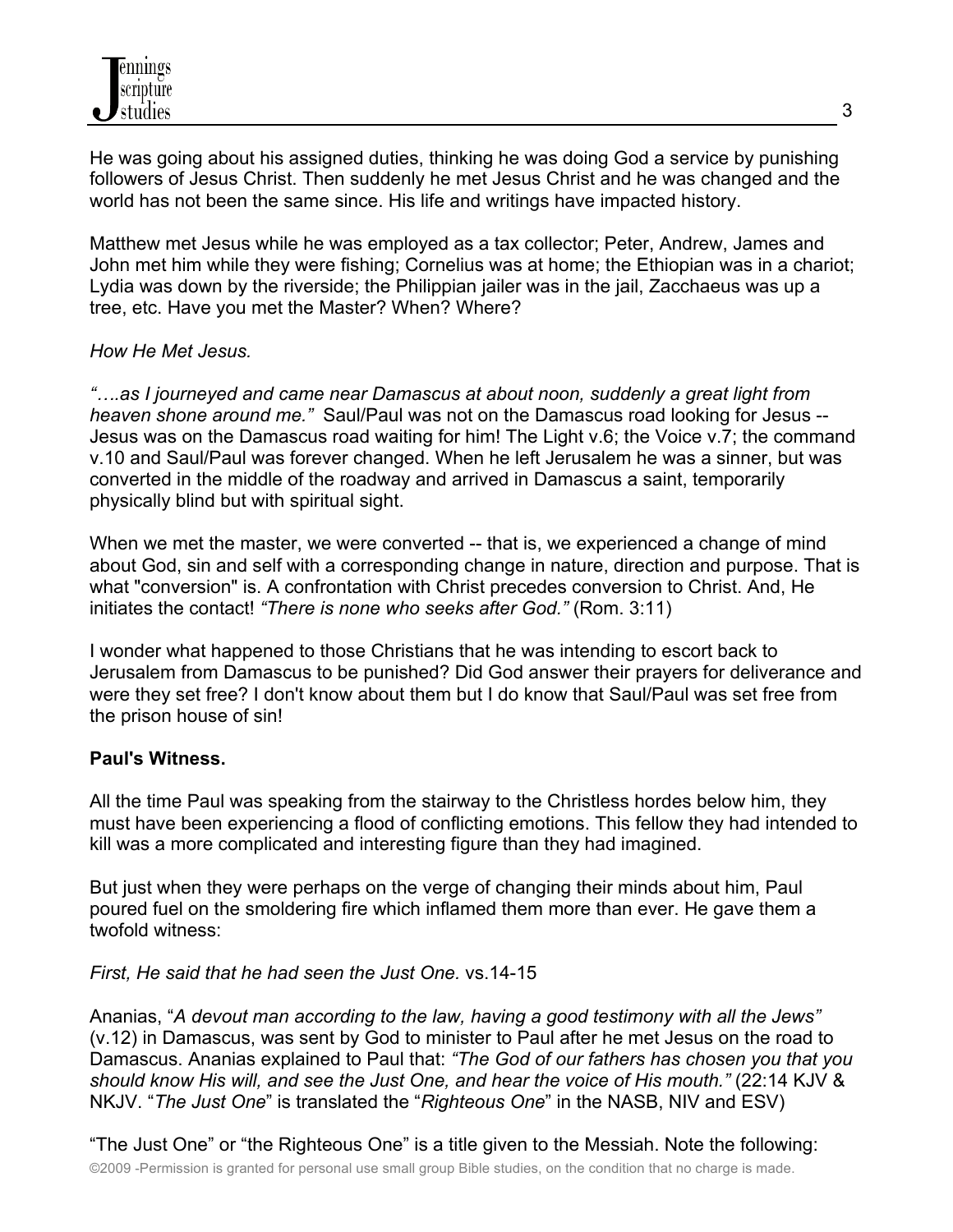He was going about his assigned duties, thinking he was doing God a service by punishing followers of Jesus Christ. Then suddenly he met Jesus Christ and he was changed and the world has not been the same since. His life and writings have impacted history.

Matthew met Jesus while he was employed as a tax collector; Peter, Andrew, James and John met him while they were fishing; Cornelius was at home; the Ethiopian was in a chariot; Lydia was down by the riverside; the Philippian jailer was in the jail, Zacchaeus was up a tree, etc. Have you met the Master? When? Where?

*How He Met Jesus.*

*"….as I journeyed and came near Damascus at about noon, suddenly a great light from heaven shone around me."* Saul/Paul was not on the Damascus road looking for Jesus -- Jesus was on the Damascus road waiting for him! The Light v.6; the Voice v.7; the command v.10 and Saul/Paul was forever changed. When he left Jerusalem he was a sinner, but was converted in the middle of the roadway and arrived in Damascus a saint, temporarily physically blind but with spiritual sight.

When we met the master, we were converted -- that is, we experienced a change of mind about God, sin and self with a corresponding change in nature, direction and purpose. That is what "conversion" is. A confrontation with Christ precedes conversion to Christ. And, He initiates the contact! *"There is none who seeks after God."* (Rom. 3:11)

I wonder what happened to those Christians that he was intending to escort back to Jerusalem from Damascus to be punished? Did God answer their prayers for deliverance and were they set free? I don't know about them but I do know that Saul/Paul was set free from the prison house of sin!

**Paul's Witness.**

All the time Paul was speaking from the stairway to the Christless hordes below him, they must have been experiencing a flood of conflicting emotions. This fellow they had intended to kill was a more complicated and interesting figure than they had imagined.

But just when they were perhaps on the verge of changing their minds about him, Paul poured fuel on the smoldering fire which inflamed them more than ever. He gave them a twofold witness:

*First, He said that he had seen the Just One.* vs.14-15

Ananias, "*A devout man according to the law, having a good testimony with all the Jews"* (v.12) in Damascus, was sent by God to minister to Paul after he met Jesus on the road to Damascus. Ananias explained to Paul that: *"The God of our fathers has chosen you that you should know His will, and see the Just One, and hear the voice of His mouth."* (22:14 KJV & NKJV. "*The Just One*" is translated the "*Righteous One*" in the NASB, NIV and ESV)

"The Just One" or "the Righteous One" is a title given to the Messiah. Note the following:

©2009 -Permission is granted for personal use small group Bible studies, on the condition that no charge is made.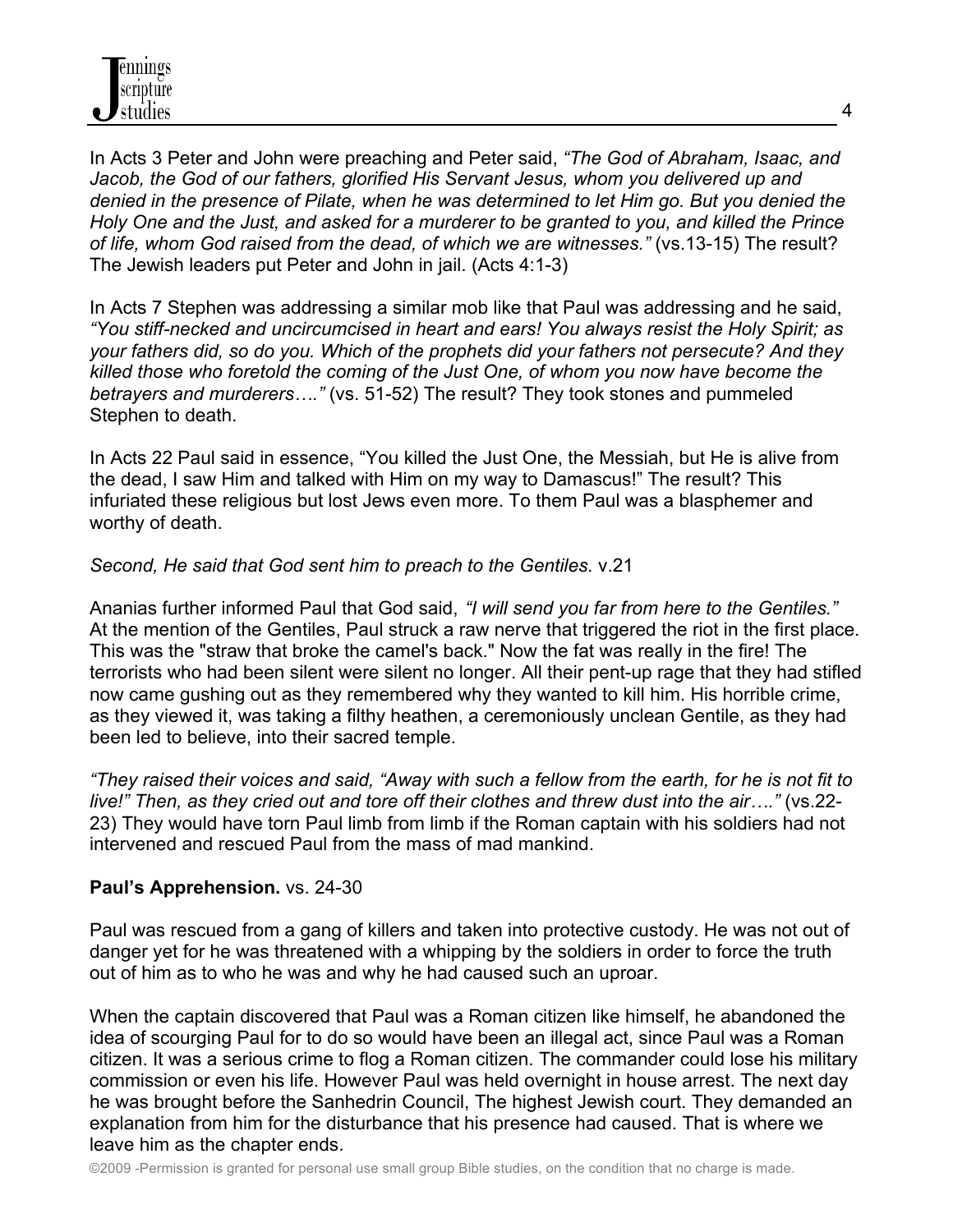In Acts 3 Peter and John were preaching and Peter said, *"The God of Abraham, Isaac, and Jacob, the God of our fathers, glorified His Servant Jesus, whom you delivered up and denied in the presence of Pilate, when he was determined to let Him go. But you denied the Holy One and the Just, and asked for a murderer to be granted to you, and killed the Prince of life, whom God raised from the dead, of which we are witnesses."* (vs.13-15) The result? The Jewish leaders put Peter and John in jail. (Acts 4:1-3)

In Acts 7 Stephen was addressing a similar mob like that Paul was addressing and he said, *"You stiff-necked and uncircumcised in heart and ears! You always resist the Holy Spirit; as your fathers did, so do you. Which of the prophets did your fathers not persecute? And they killed those who foretold the coming of the Just One, of whom you now have become the betrayers and murderers…."* (vs. 51-52) The result? They took stones and pummeled Stephen to death.

In Acts 22 Paul said in essence, "You killed the Just One, the Messiah, but He is alive from the dead, I saw Him and talked with Him on my way to Damascus!" The result? This infuriated these religious but lost Jews even more. To them Paul was a blasphemer and worthy of death.

*Second, He said that God sent him to preach to the Gentiles.* v.21

Ananias further informed Paul that God said, *"I will send you far from here to the Gentiles."* At the mention of the Gentiles, Paul struck a raw nerve that triggered the riot in the first place. This was the "straw that broke the camel's back." Now the fat was really in the fire! The terrorists who had been silent were silent no longer. All their pent-up rage that they had stifled now came gushing out as they remembered why they wanted to kill him. His horrible crime, as they viewed it, was taking a filthy heathen, a ceremoniously unclean Gentile, as they had been led to believe, into their sacred temple.

*"They raised their voices and said, "Away with such a fellow from the earth, for he is not fit to live!" Then, as they cried out and tore off their clothes and threw dust into the air…."* (vs.22-23) They would have torn Paul limb from limb if the Roman captain with his soldiers had not intervened and rescued Paul from the mass of mad mankind.

**Paul's Apprehension.** vs. 24-30

Paul was rescued from a gang of killers and taken into protective custody. He was not out of danger yet for he was threatened with a whipping by the soldiers in order to force the truth out of him as to who he was and why he had caused such an uproar.

When the captain discovered that Paul was a Roman citizen like himself, he abandoned the idea of scourging Paul for to do so would have been an illegal act, since Paul was a Roman citizen. It was a serious crime to flog a Roman citizen. The commander could lose his military commission or even his life. However Paul was held overnight in house arrest. The next day he was brought before the Sanhedrin Council, The highest Jewish court. They demanded an explanation from him for the disturbance that his presence had caused. That is where we leave him as the chapter ends.

©2009 -Permission is granted for personal use small group Bible studies, on the condition that no charge is made.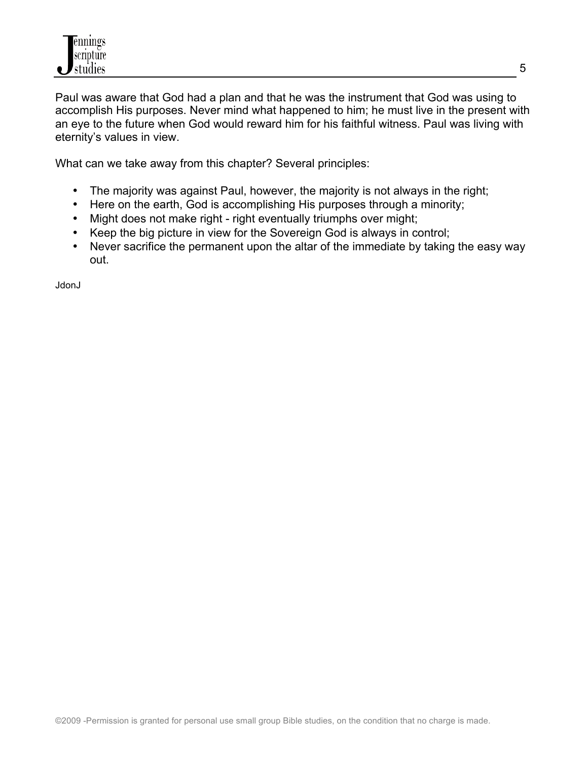Paul was aware that God had a plan and that he was the instrument that God was using to accomplish His purposes. Never mind what happened to him; he must live in the present with an eye to the future when God would reward him for his faithful witness. Paul was living with eternity's values in view.

What can we take away from this chapter? Several principles:

- The majority was against Paul, however, the majority is not always in the right;
- Here on the earth, God is accomplishing His purposes through a minority;
- Might does not make right - right eventually triumphs over might;
- Keep the big picture in view for the Sovereign God is always in control;
- Never sacrifice the permanent upon the altar of the immediate by taking the easy way out.

JdonJ